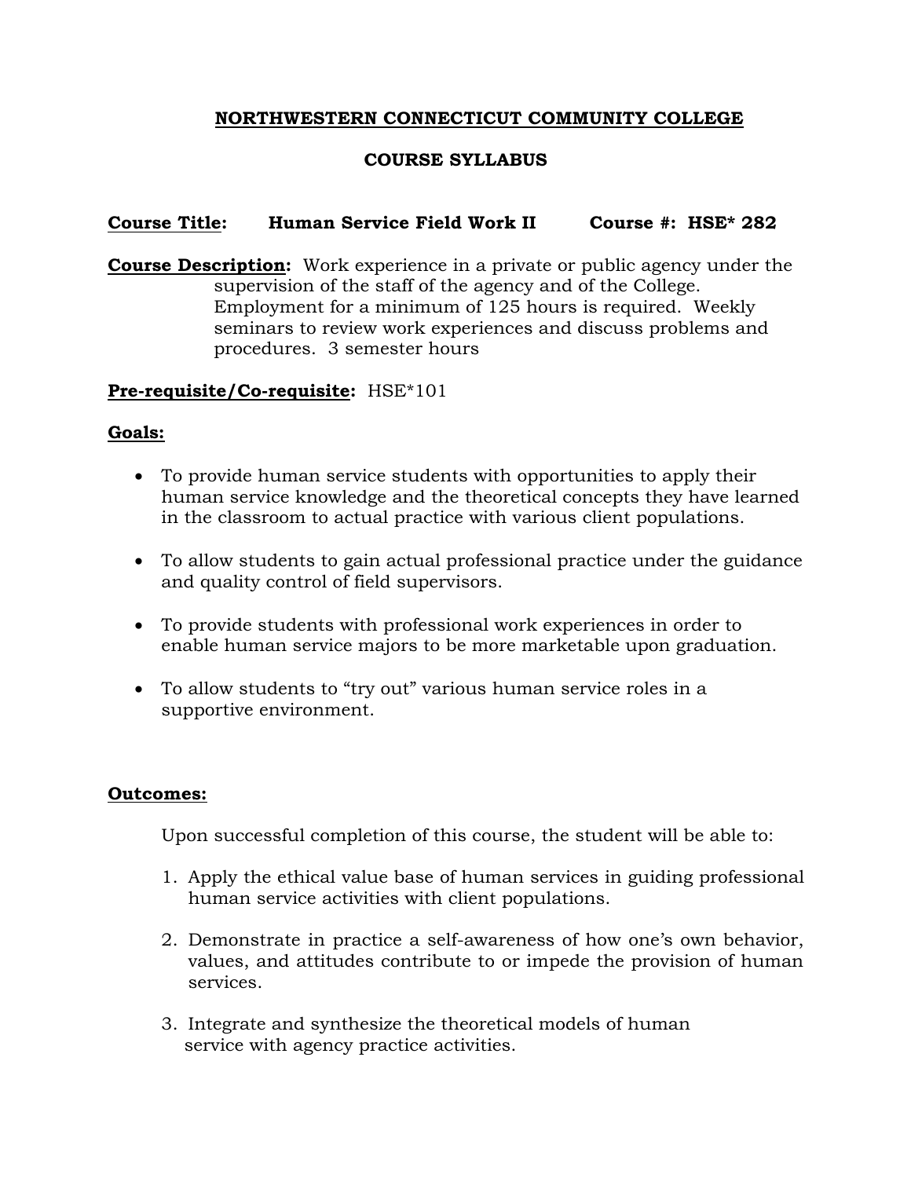# NORTHWESTERN CONNECTICUT COMMUNITY COLLEGE

## COURSE SYLLABUS

**Course Title:** **Human Service Field Work II** **Course #: HSE* 282**

**Course Description:** Work experience in a private or public agency under the supervision of the staff of the agency and of the College. Employment for a minimum of 125 hours is required. Weekly seminars to review work experiences and discuss problems and procedures. 3 semester hours

**Pre-requisite/Co-requisite:** HSE*101

**Goals:**

- To provide human service students with opportunities to apply their human service knowledge and the theoretical concepts they have learned in the classroom to actual practice with various client populations.
- To allow students to gain actual professional practice under the guidance and quality control of field supervisors.
- To provide students with professional work experiences in order to enable human service majors to be more marketable upon graduation.
- To allow students to "try out" various human service roles in a supportive environment.

**Outcomes:**

Upon successful completion of this course, the student will be able to:

1. Apply the ethical value base of human services in guiding professional human service activities with client populations.
2. Demonstrate in practice a self-awareness of how one's own behavior, values, and attitudes contribute to or impede the provision of human services.
3. Integrate and synthesize the theoretical models of human service with agency practice activities.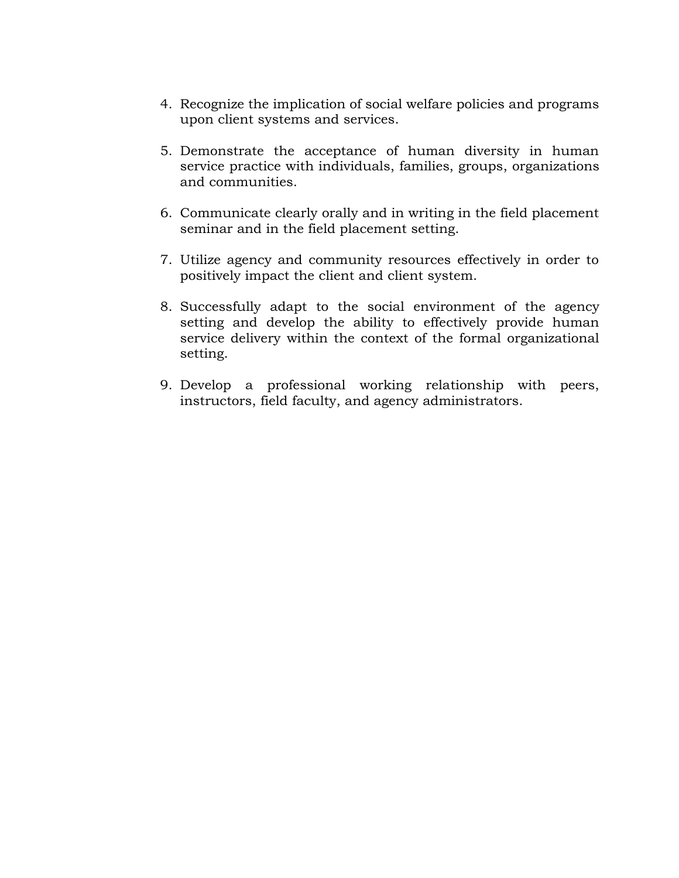4. Recognize the implication of social welfare policies and programs upon client systems and services.

5. Demonstrate the acceptance of human diversity in human service practice with individuals, families, groups, organizations and communities.

6. Communicate clearly orally and in writing in the field placement seminar and in the field placement setting.

7. Utilize agency and community resources effectively in order to positively impact the client and client system.

8. Successfully adapt to the social environment of the agency setting and develop the ability to effectively provide human service delivery within the context of the formal organizational setting.

9. Develop a professional working relationship with peers, instructors, field faculty, and agency administrators.